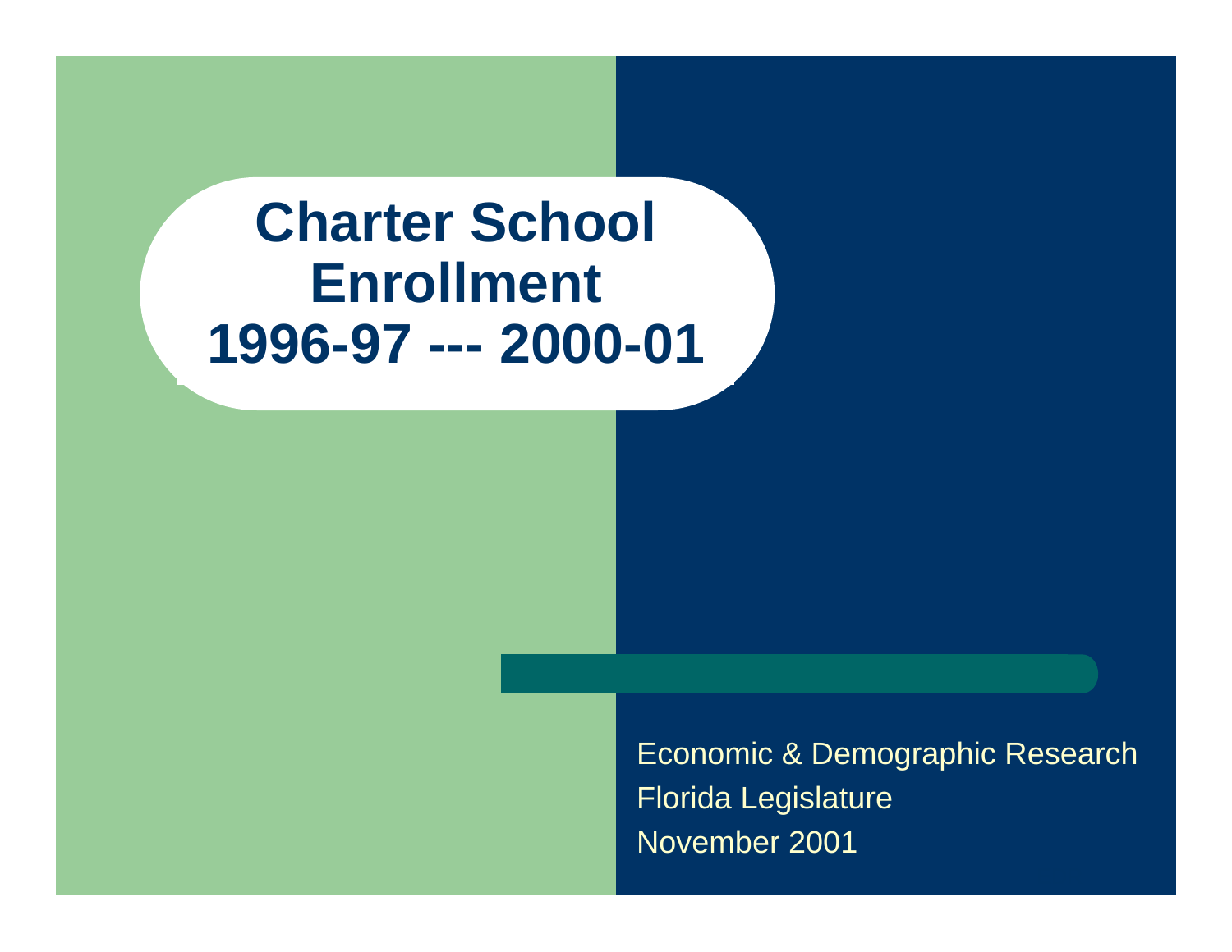# Charter School Enrollment 1996-97 --- 2000-01

Economic & Demographic Research
Florida Legislature
November 2001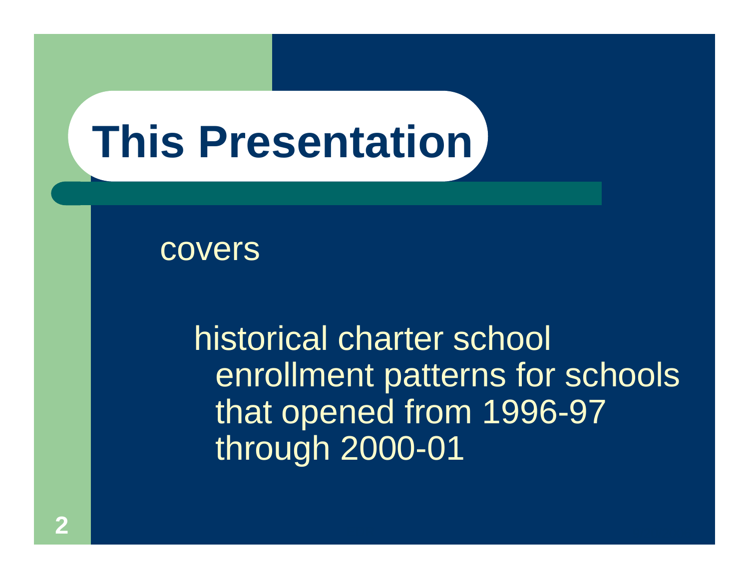# This Presentation

covers

historical charter school enrollment patterns for schools that opened from 1996-97 through 2000-01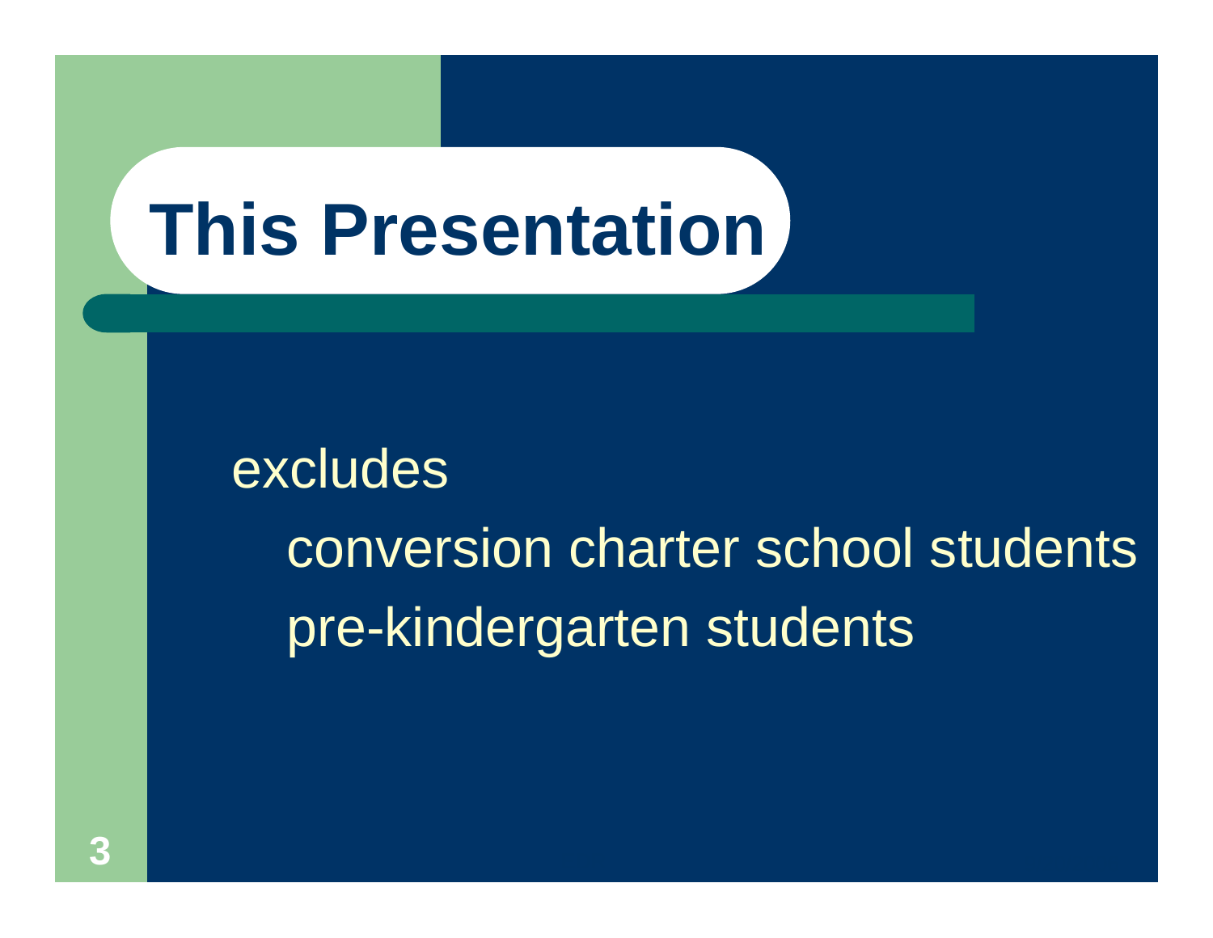# This Presentation

excludes

- conversion charter school students
- pre-kindergarten students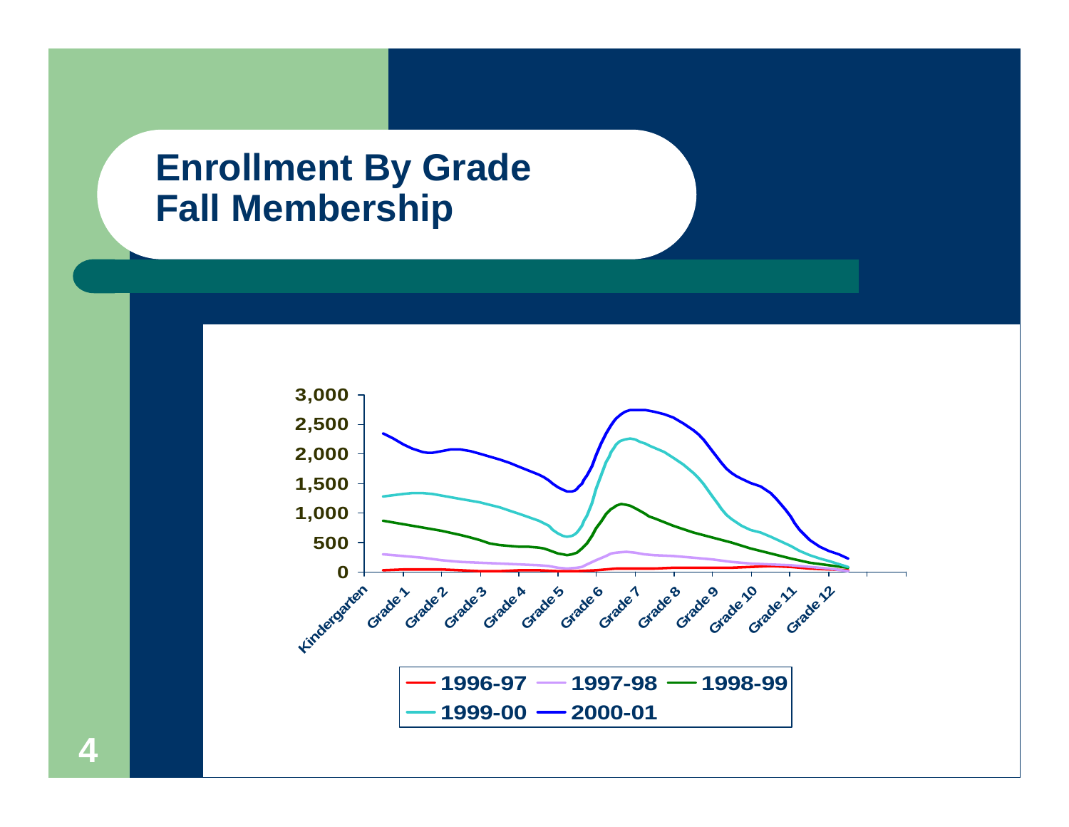# Enrollment By Grade
## Fall Membership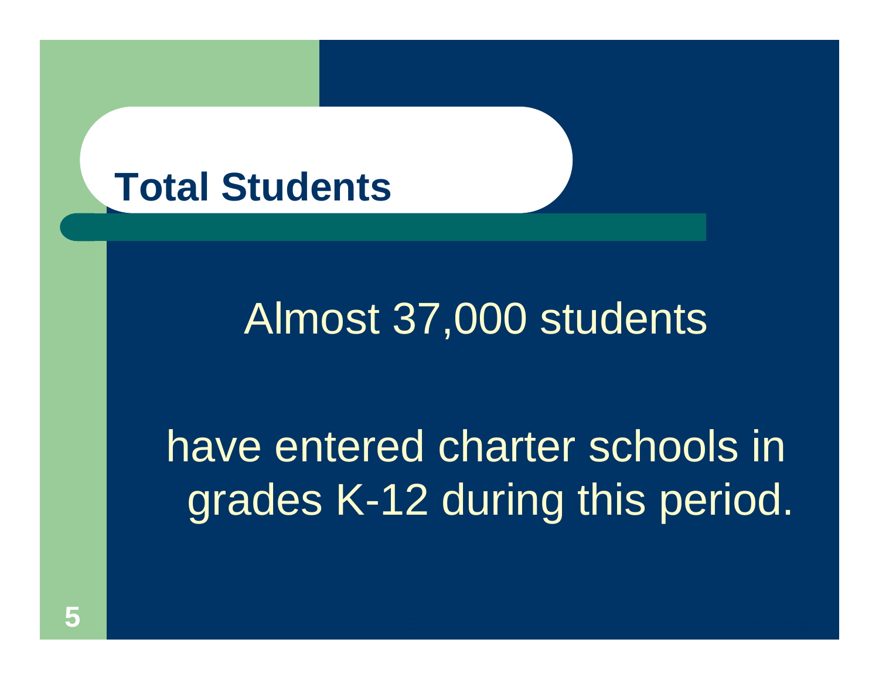# Total Students

Almost 37,000 students

have entered charter schools in grades K-12 during this period.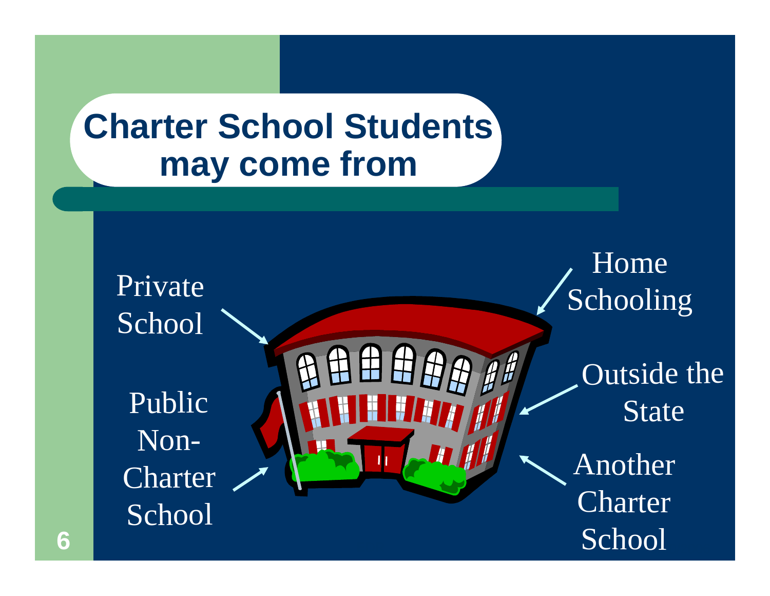# Charter School Students may come from

- Private School
- Public Non-Charter School
- Home Schooling
- Outside the State
- Another Charter School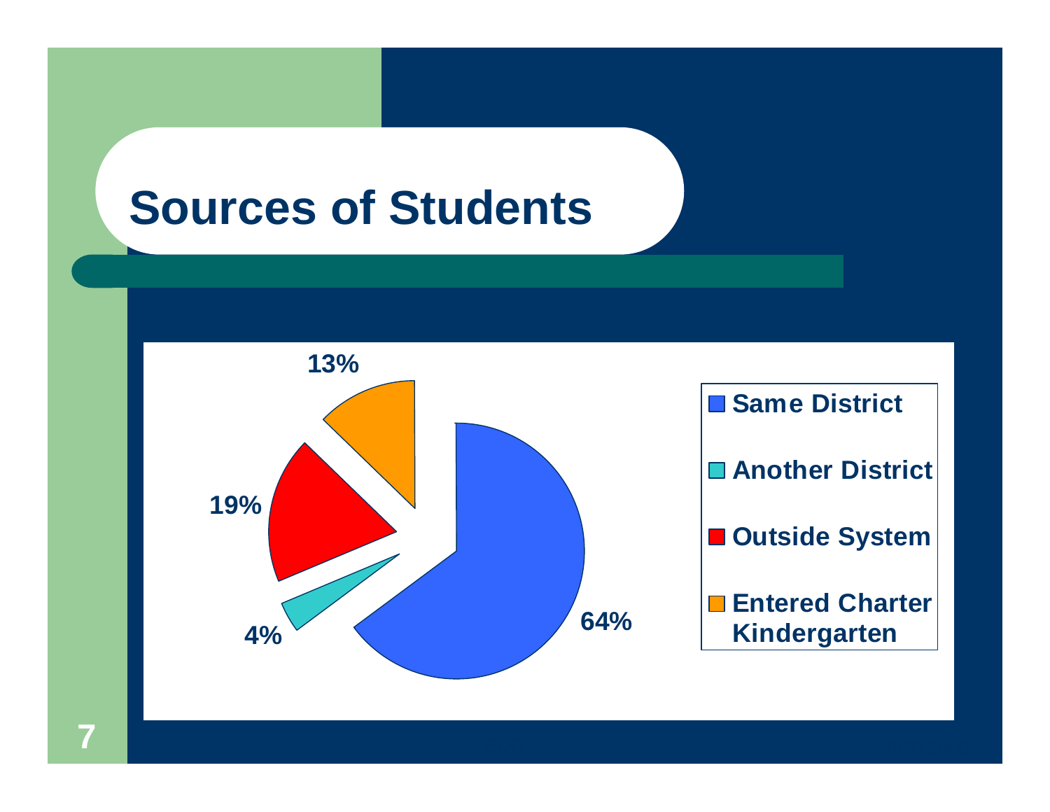# Sources of Students

| Source | Percentage |
| --- | --- |
| Same District | 64% |
| Another District | 4% |
| Outside System | 19% |
| Entered Charter Kindergarten | 13% |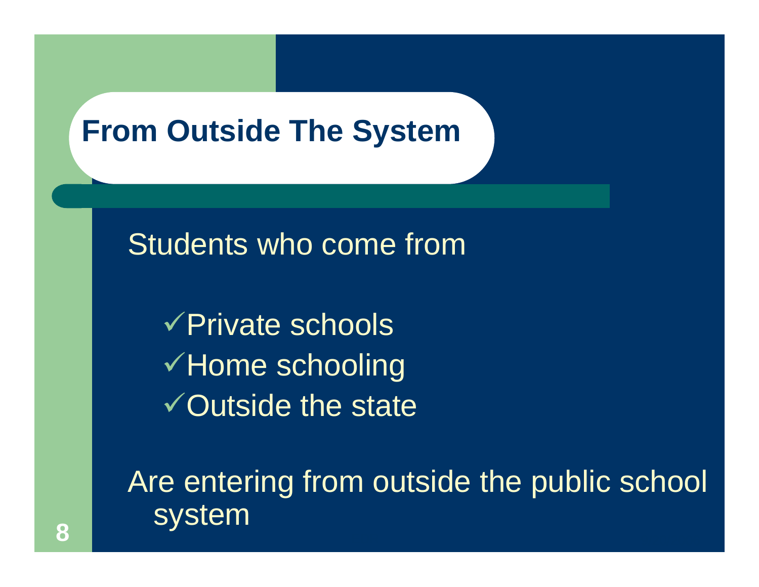# From Outside The System

Students who come from

- ✓Private schools
- ✓Home schooling
- ✓Outside the state

Are entering from outside the public school system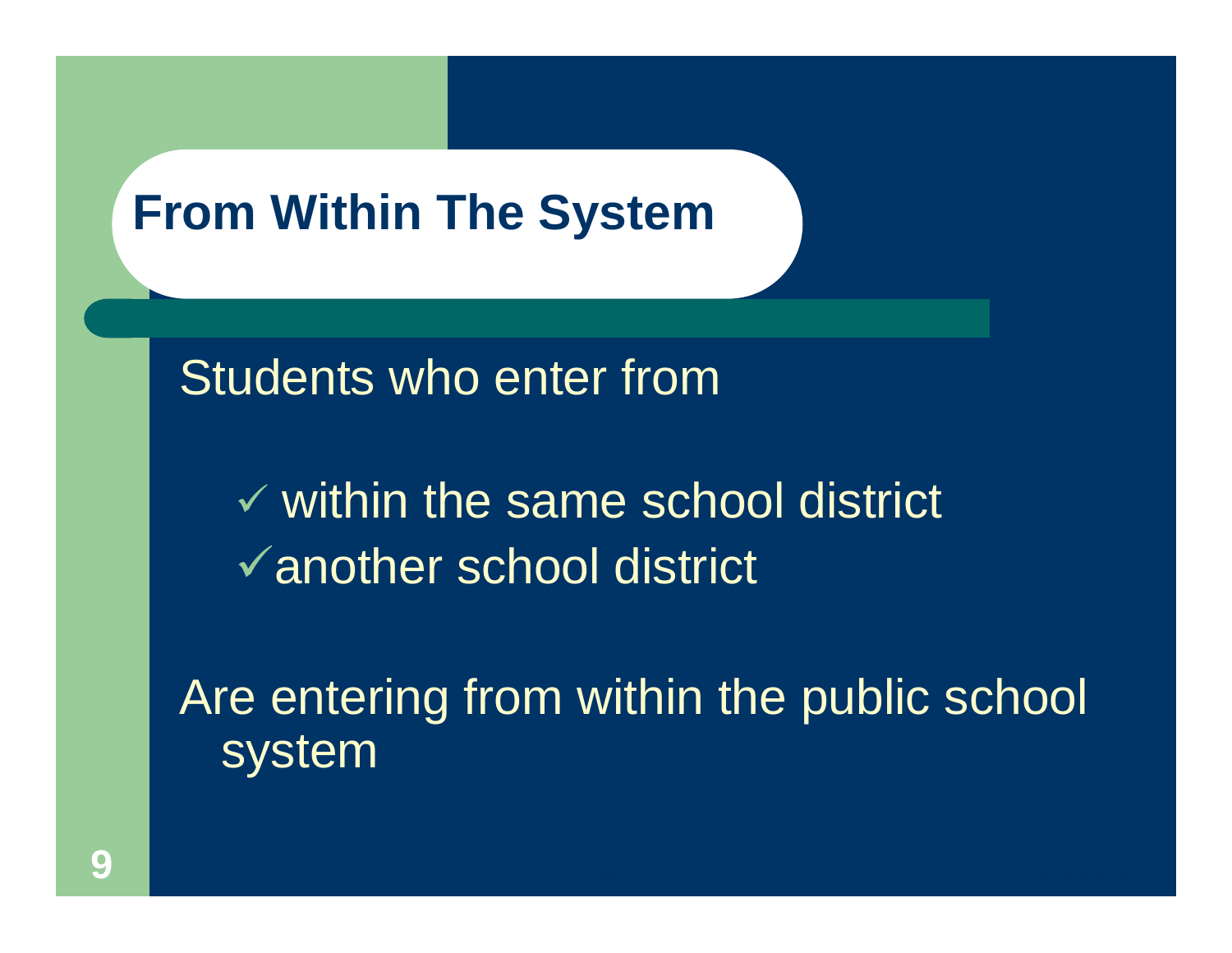# From Within The System

Students who enter from

- ✓ within the same school district
- ✓ another school district

Are entering from within the public school system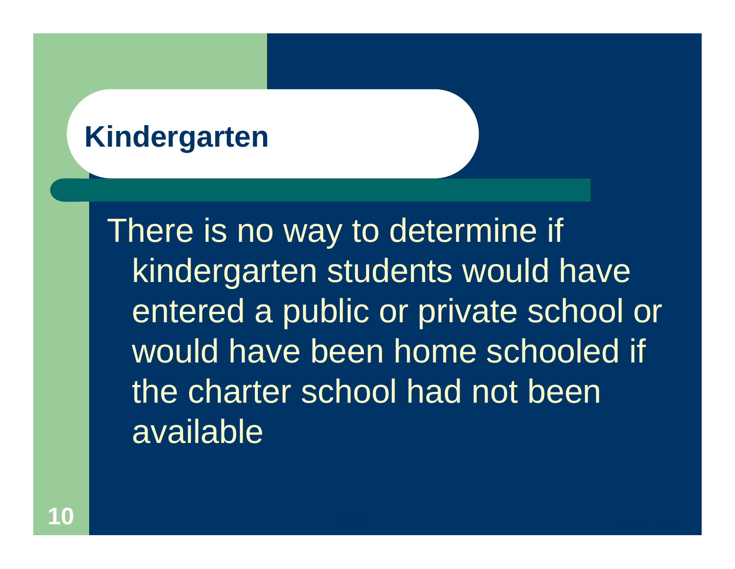## Kindergarten

- There is no way to determine if kindergarten students would have entered a public or private school or would have been home schooled if the charter school had not been available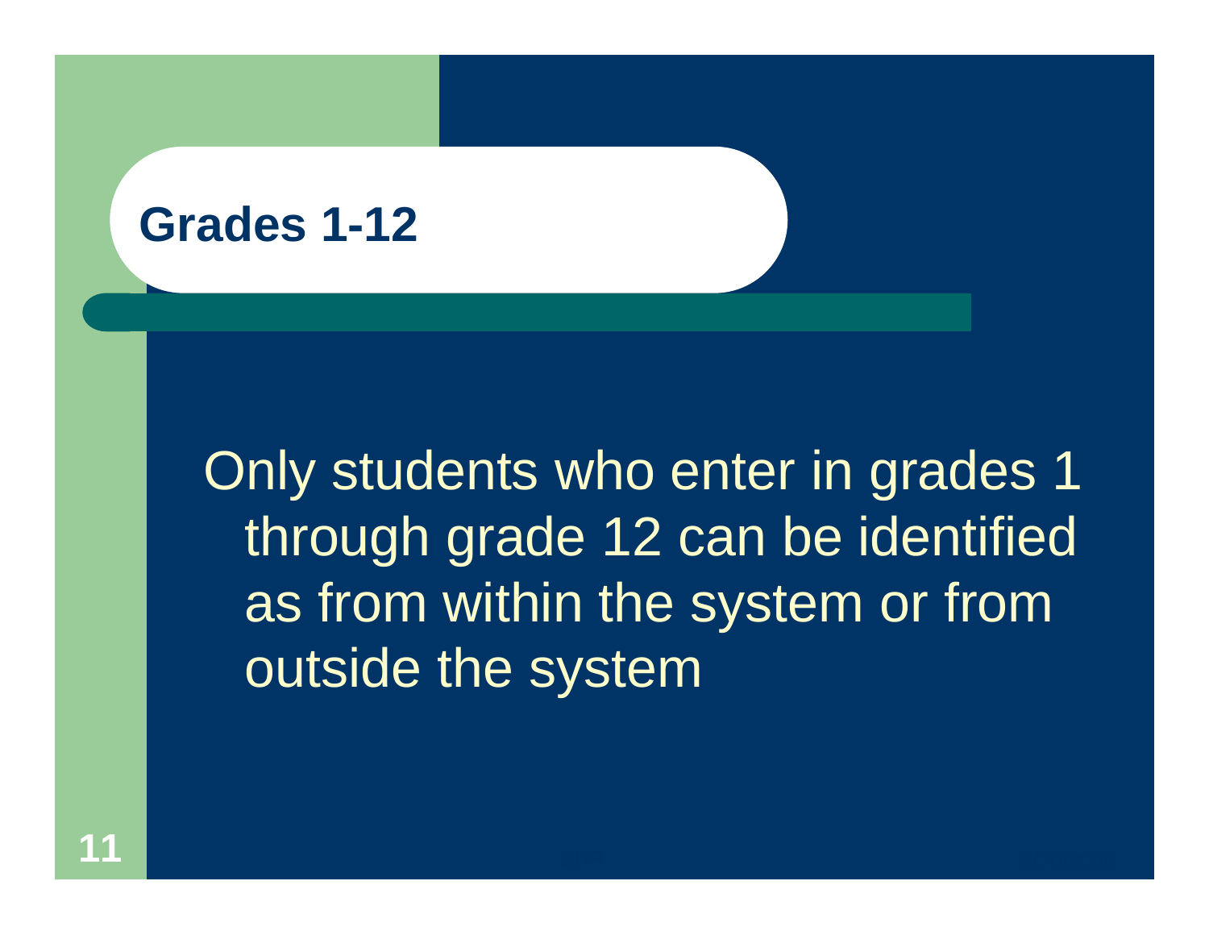# Grades 1-12

Only students who enter in grades 1 through grade 12 can be identified as from within the system or from outside the system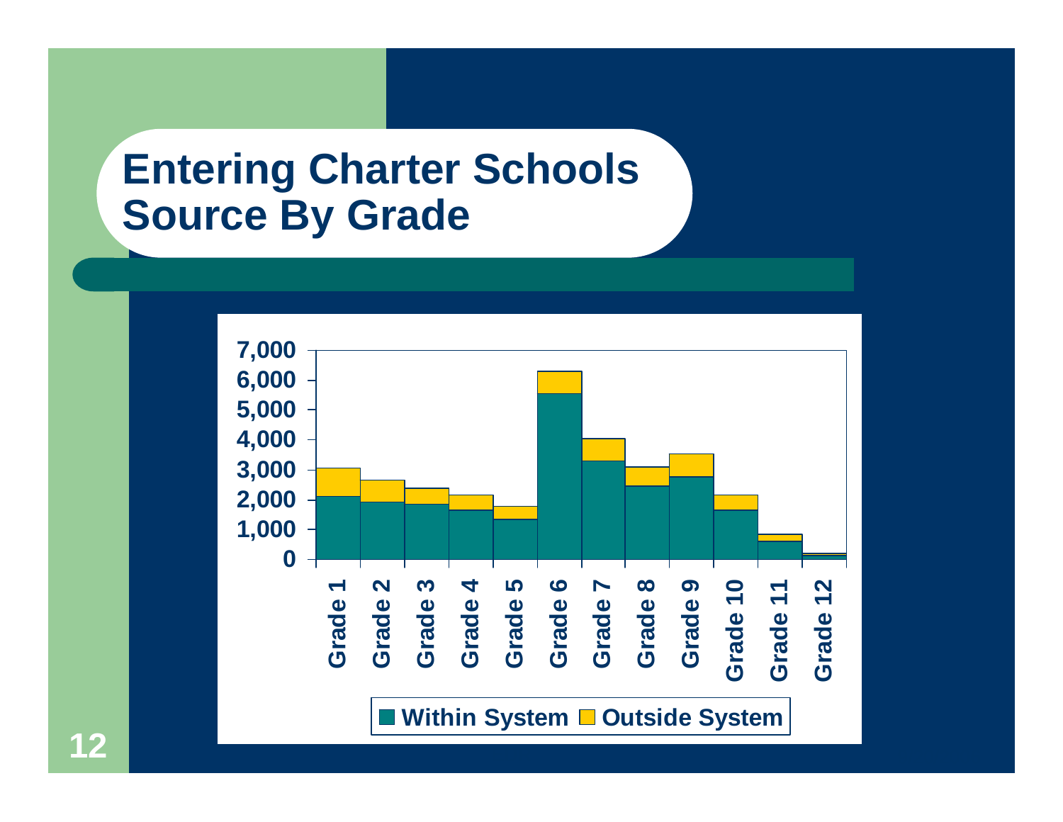# Entering Charter Schools Source By Grade

| Grade | Within System | Outside System |
|---|---|---|
| Grade 1 | | |
| Grade 2 | | |
| Grade 3 | | |
| Grade 4 | | |
| Grade 5 | | |
| Grade 6 | | |
| Grade 7 | | |
| Grade 8 | | |
| Grade 9 | | |
| Grade 10 | | |
| Grade 11 | | |
| Grade 12 | | |

Y-axis: 0; 1,000; 2,000; 3,000; 4,000; 5,000; 6,000; 7,000

■ Within System ■ Outside System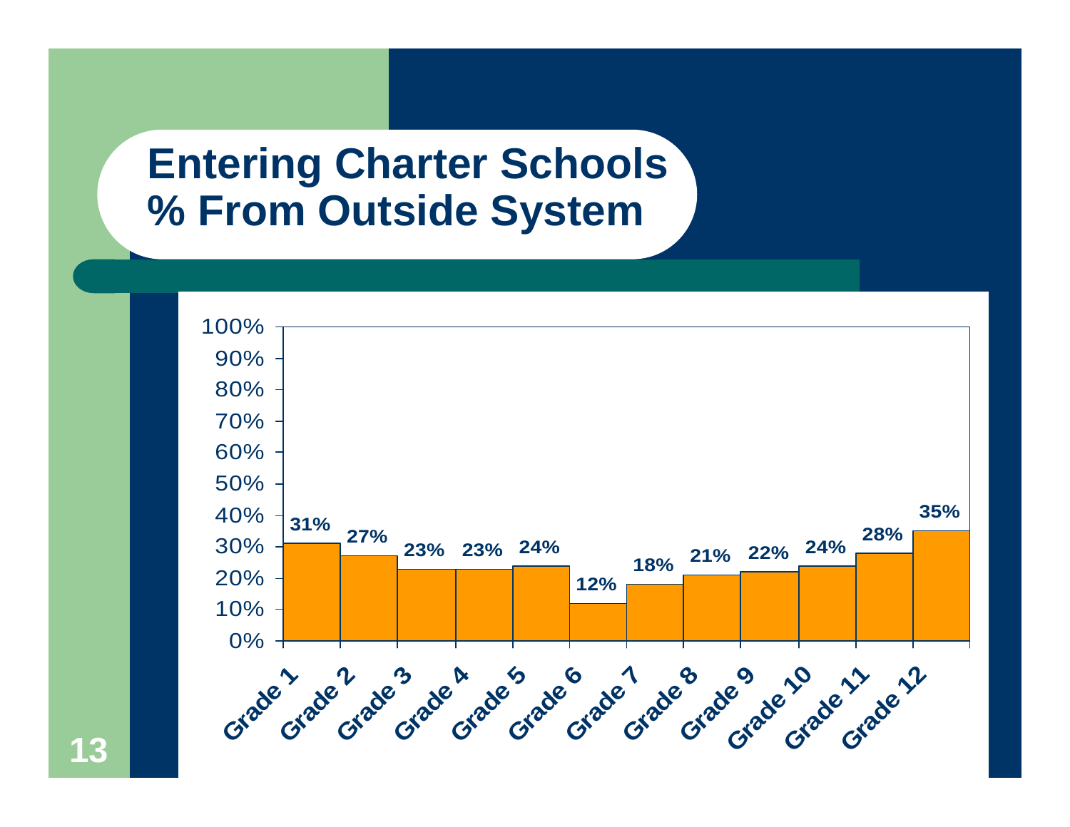# Entering Charter Schools % From Outside System

| Grade | % From Outside System |
|---|---|
| Grade 1 | 31% |
| Grade 2 | 27% |
| Grade 3 | 23% |
| Grade 4 | 23% |
| Grade 5 | 24% |
| Grade 6 | 12% |
| Grade 7 | 18% |
| Grade 8 | 21% |
| Grade 9 | 22% |
| Grade 10 | 24% |
| Grade 11 | 28% |
| Grade 12 | 35% |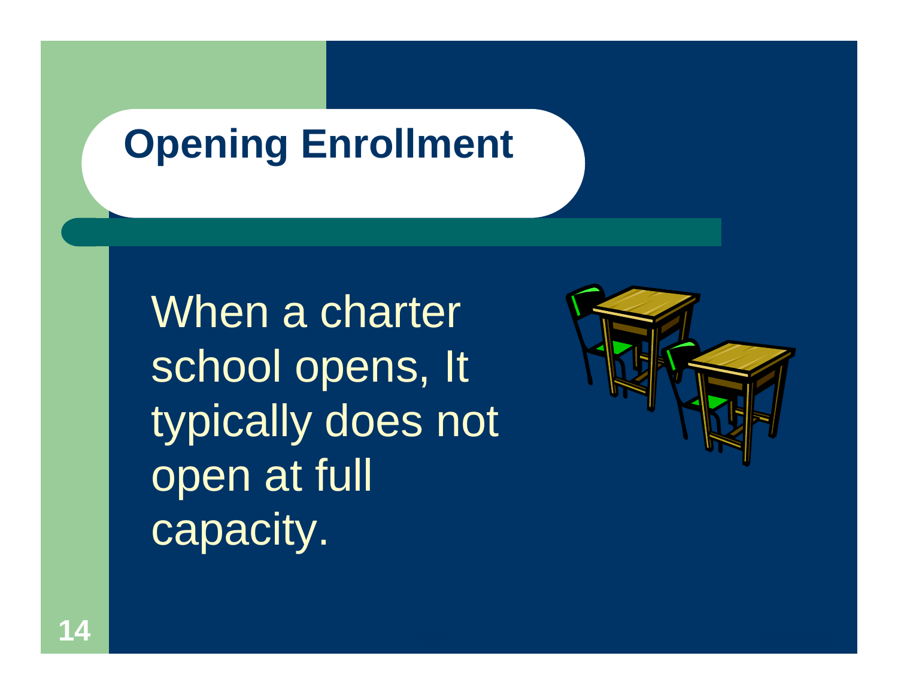# Opening Enrollment

When a charter school opens, It typically does not open at full capacity.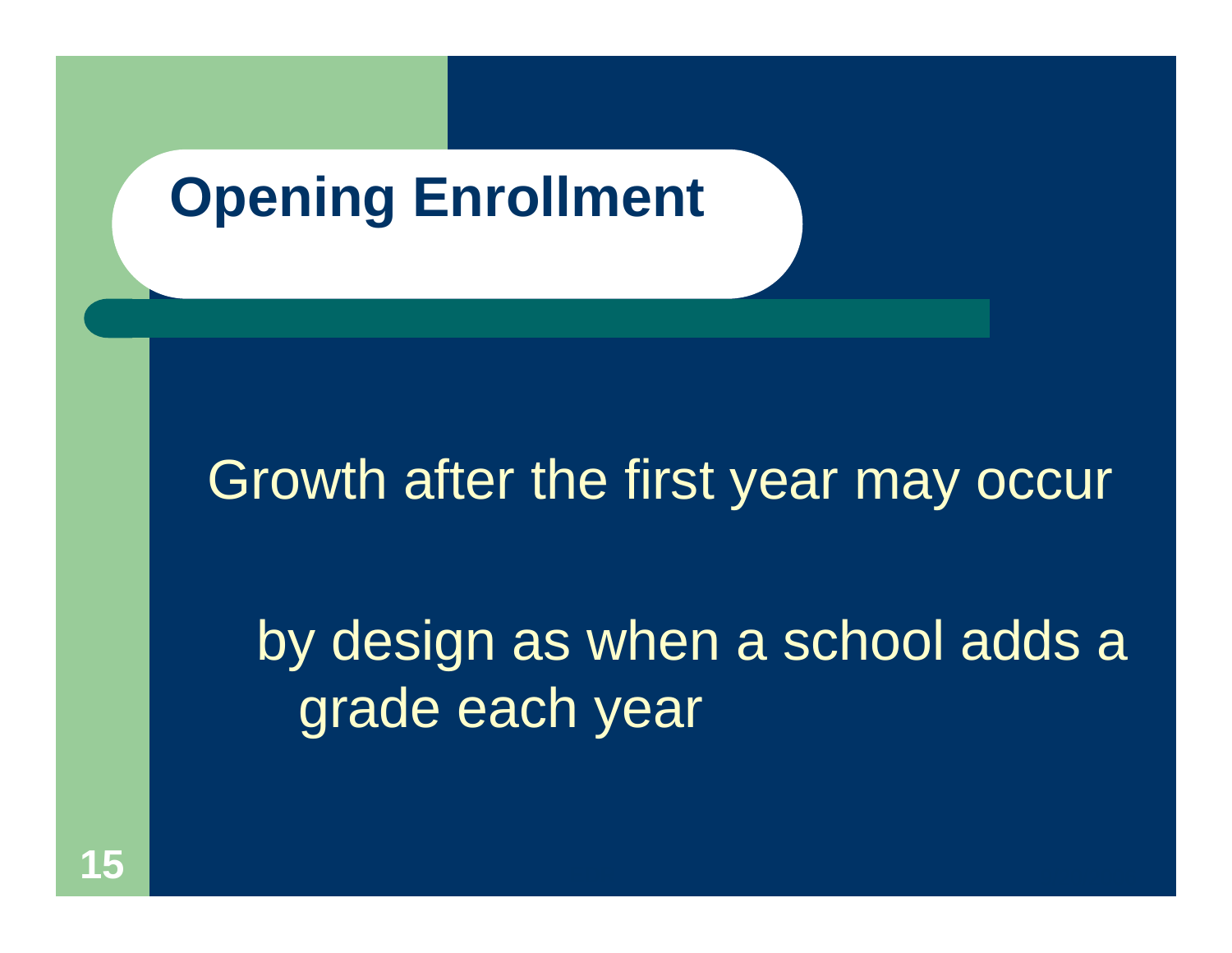# Opening Enrollment

Growth after the first year may occur

- by design as when a school adds a grade each year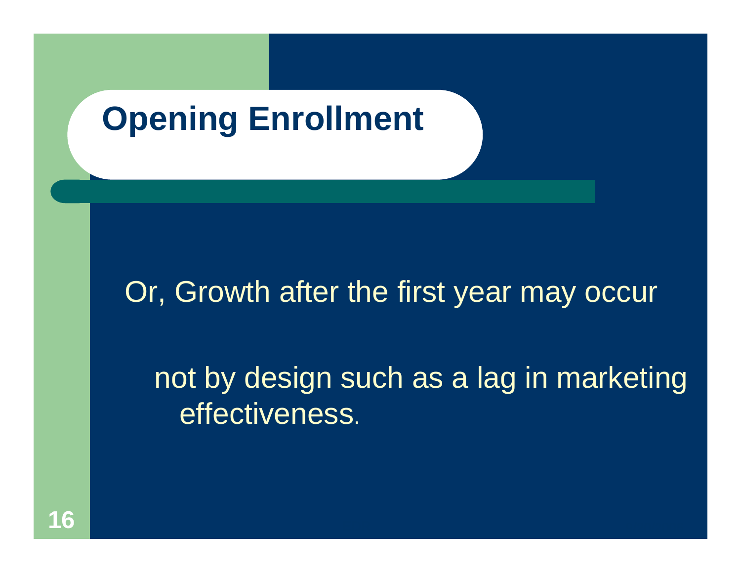# Opening Enrollment

Or, Growth after the first year may occur

not by design such as a lag in marketing effectiveness.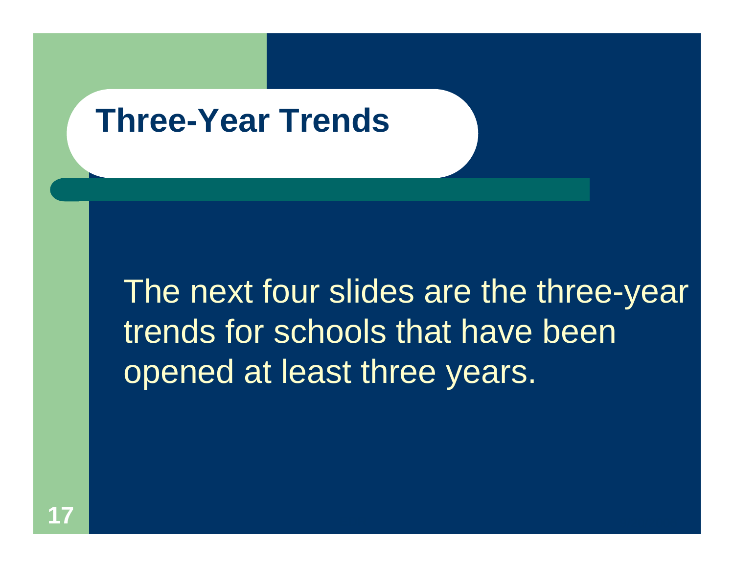# Three-Year Trends

The next four slides are the three-year trends for schools that have been opened at least three years.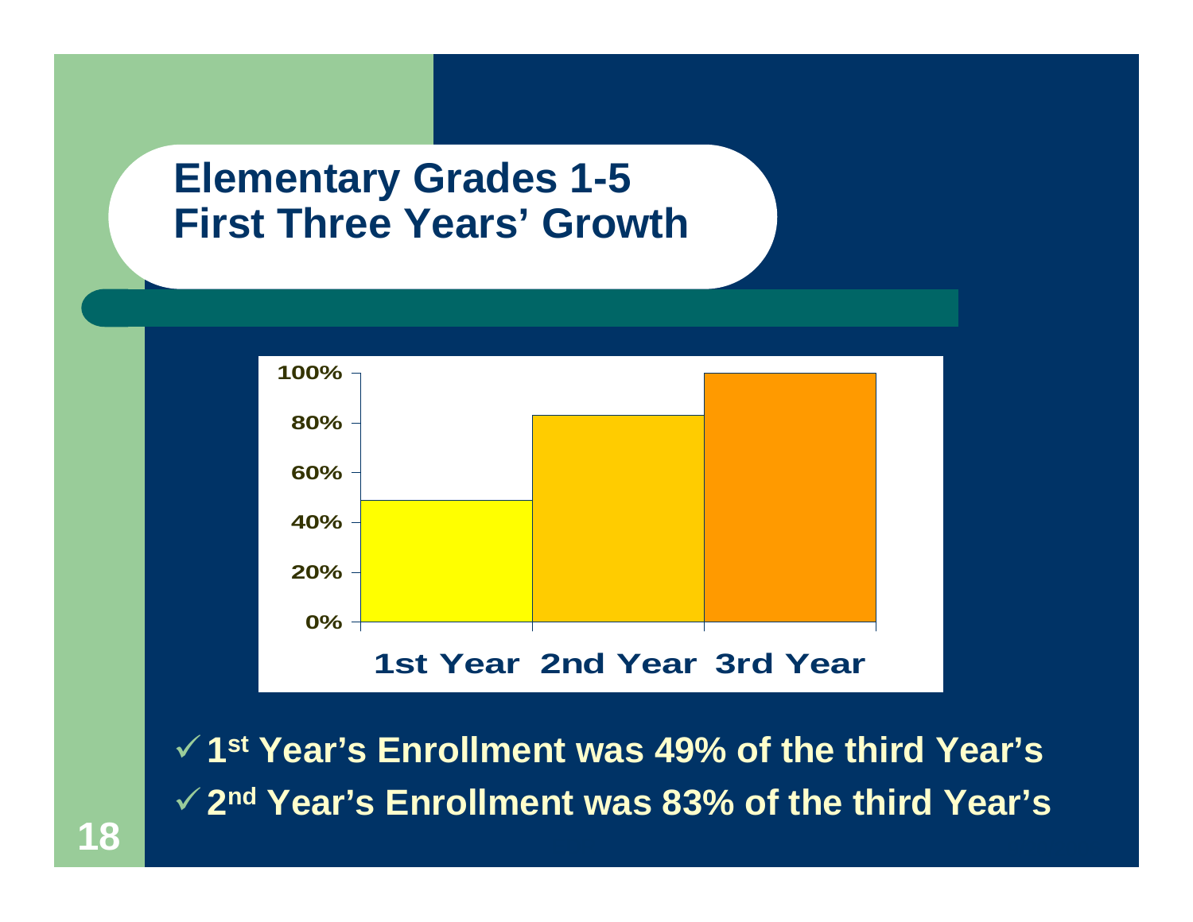# Elementary Grades 1-5
# First Three Years' Growth

| | 1st Year | 2nd Year | 3rd Year |
|---|---|---|---|
| Enrollment (% of 3rd Year) | 49% | 83% | 100% |

- ✓ 1st Year's Enrollment was 49% of the third Year's
- ✓ 2nd Year's Enrollment was 83% of the third Year's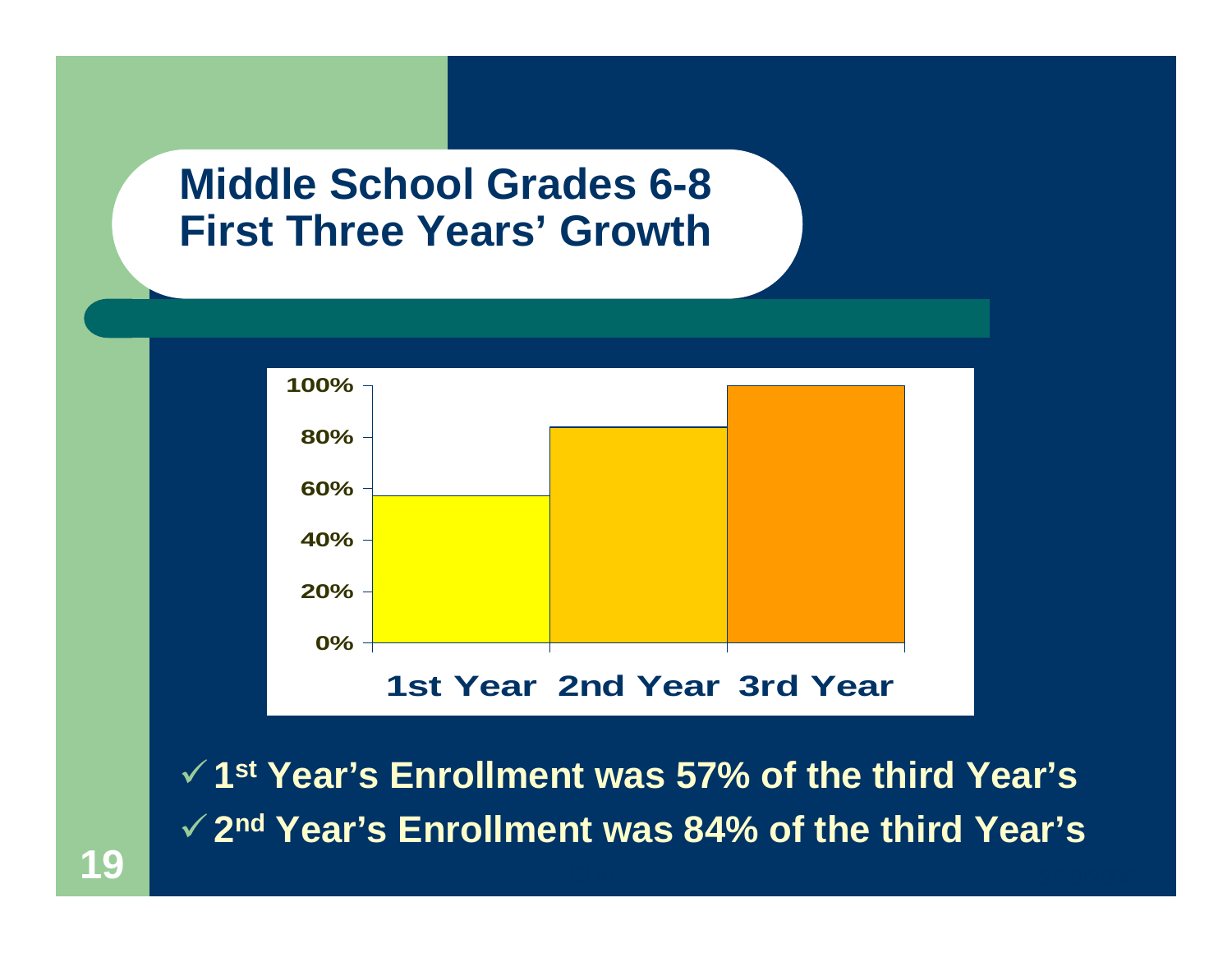# Middle School Grades 6-8
# First Three Years' Growth

| | 1st Year | 2nd Year | 3rd Year |
|---|---|---|---|
| Enrollment (% of 3rd Year) | 57% | 84% | 100% |

- ✓ 1st Year's Enrollment was 57% of the third Year's
- ✓ 2nd Year's Enrollment was 84% of the third Year's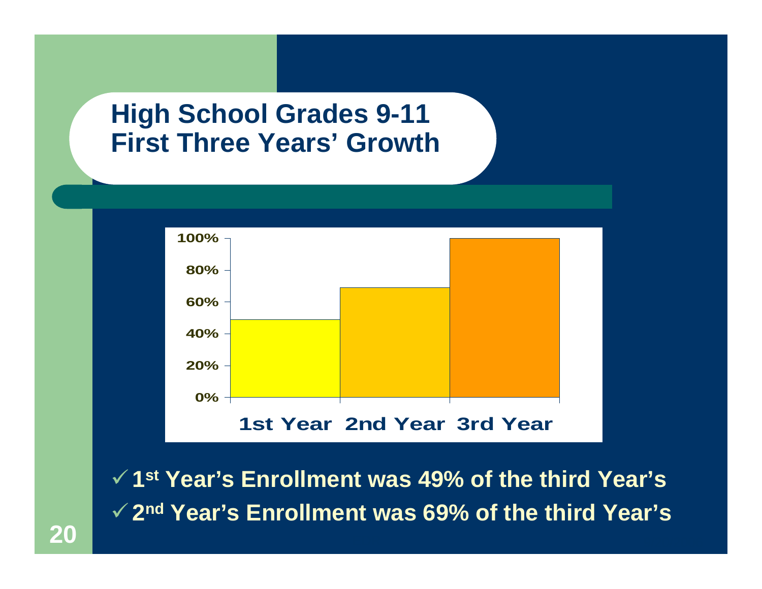# High School Grades 9-11 First Three Years' Growth

| | 1st Year | 2nd Year | 3rd Year |
|---|---|---|---|
| Enrollment (% of third year) | 49% | 69% | 100% |

- ✓ 1st Year's Enrollment was 49% of the third Year's
- ✓ 2nd Year's Enrollment was 69% of the third Year's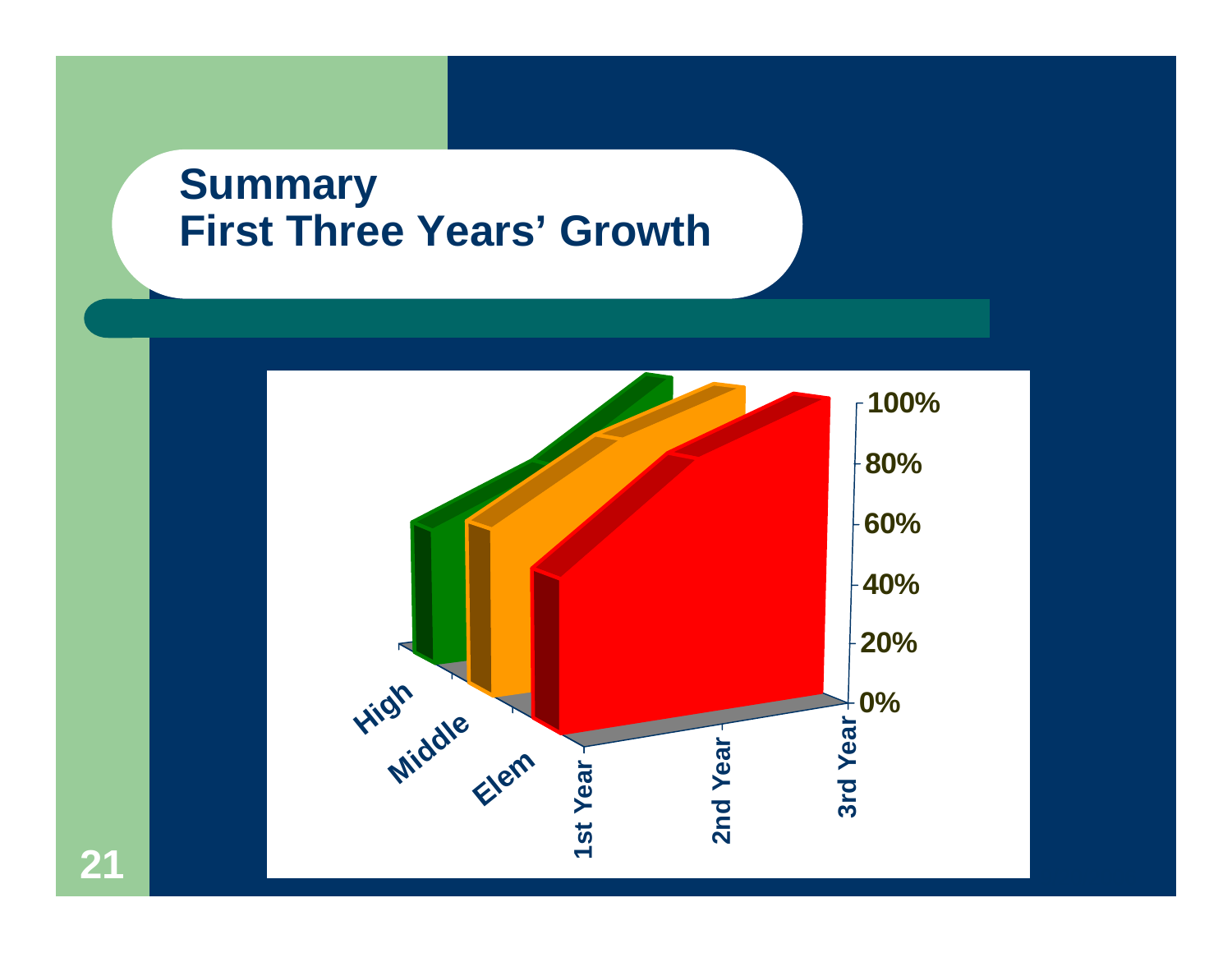# Summary
# First Three Years' Growth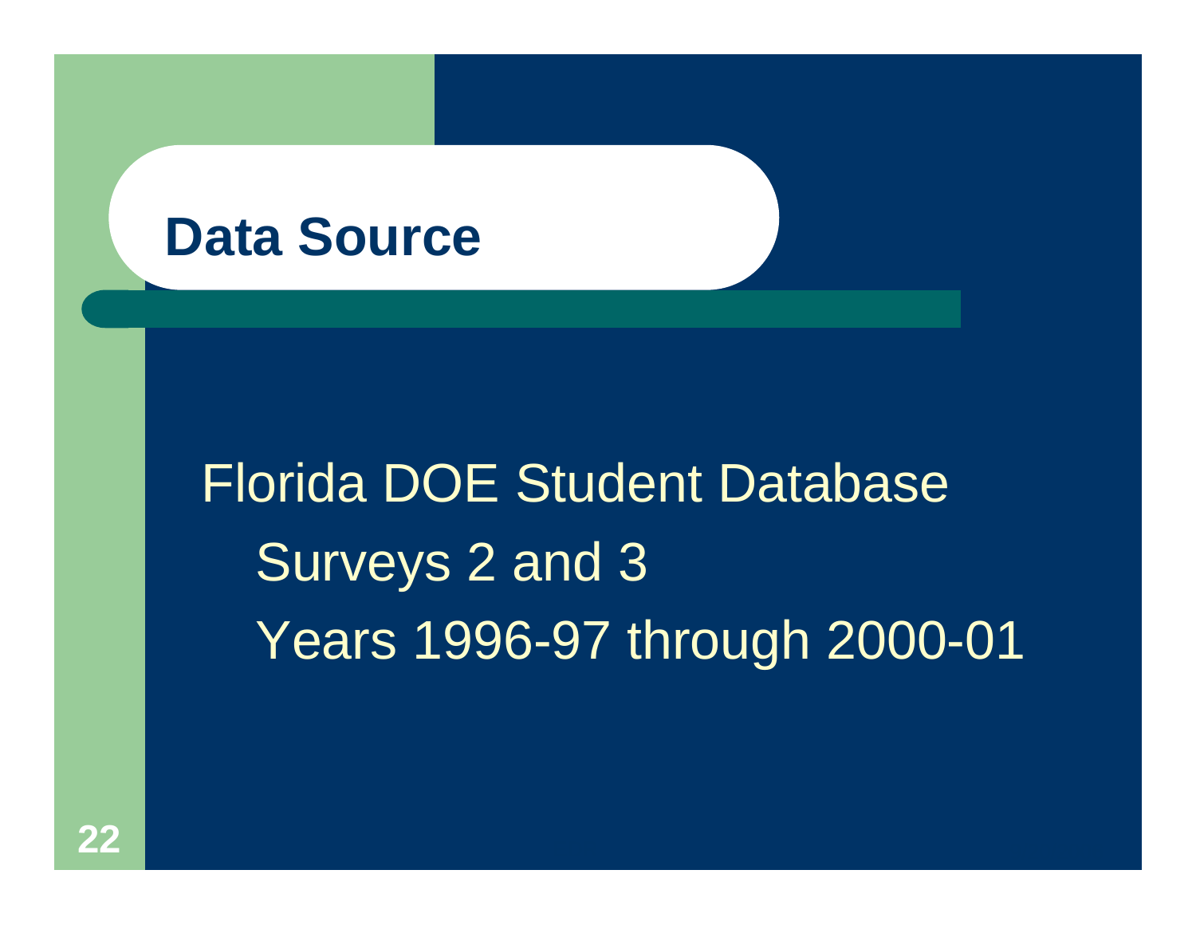# Data Source

Florida DOE Student Database

- Surveys 2 and 3
- Years 1996-97 through 2000-01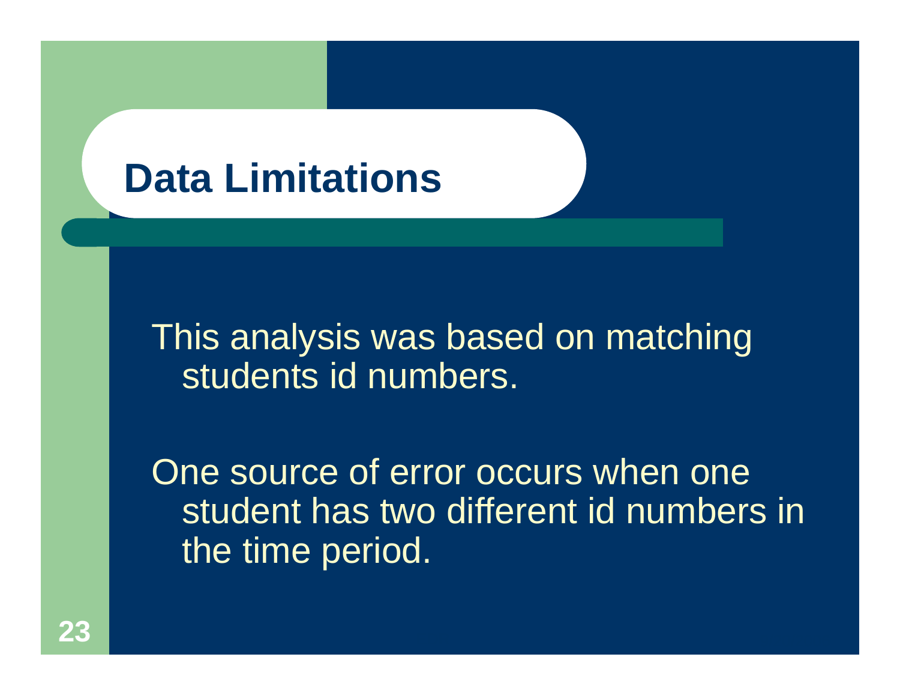# Data Limitations

This analysis was based on matching students id numbers.

One source of error occurs when one student has two different id numbers in the time period.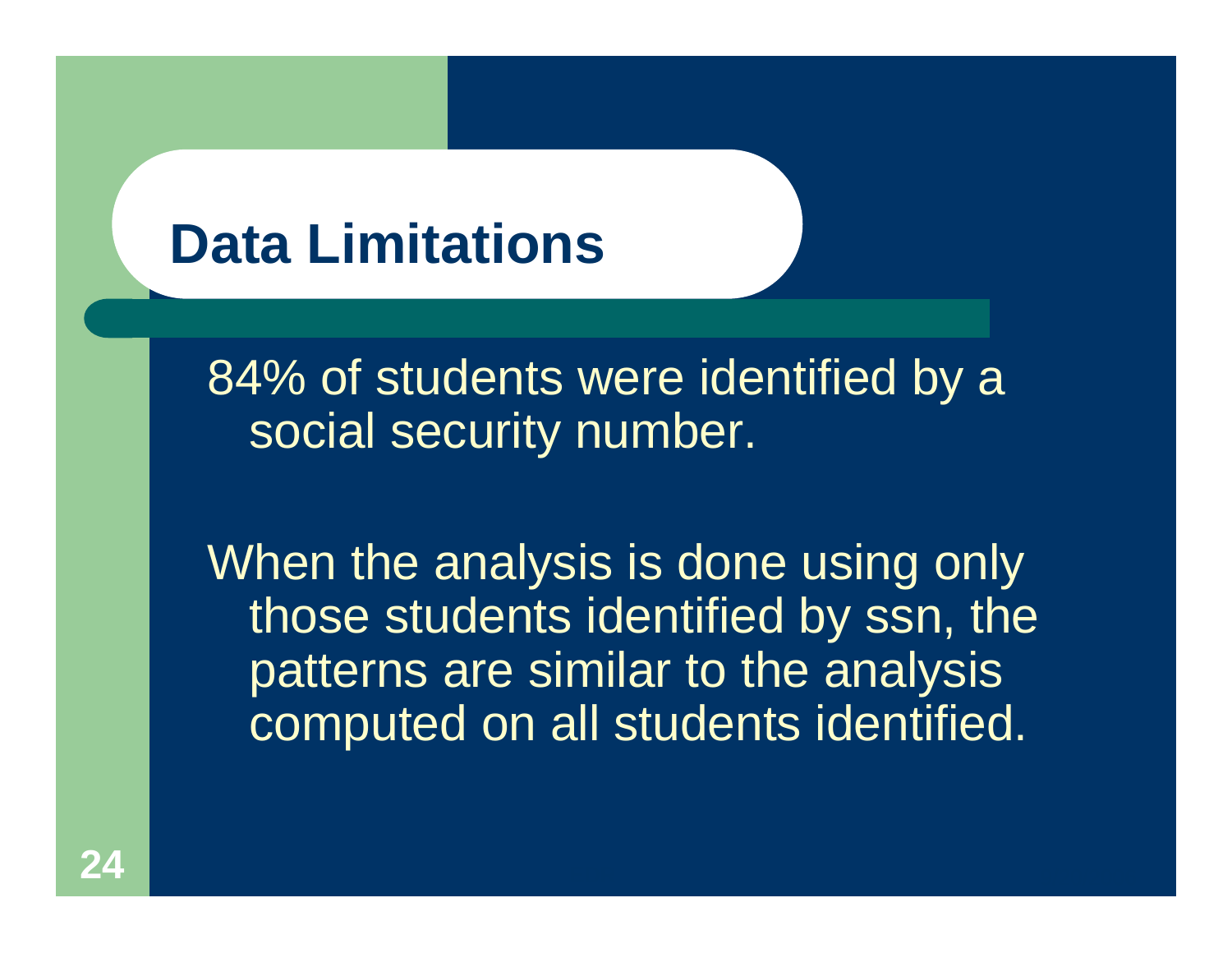# Data Limitations

84% of students were identified by a social security number.

When the analysis is done using only those students identified by ssn, the patterns are similar to the analysis computed on all students identified.